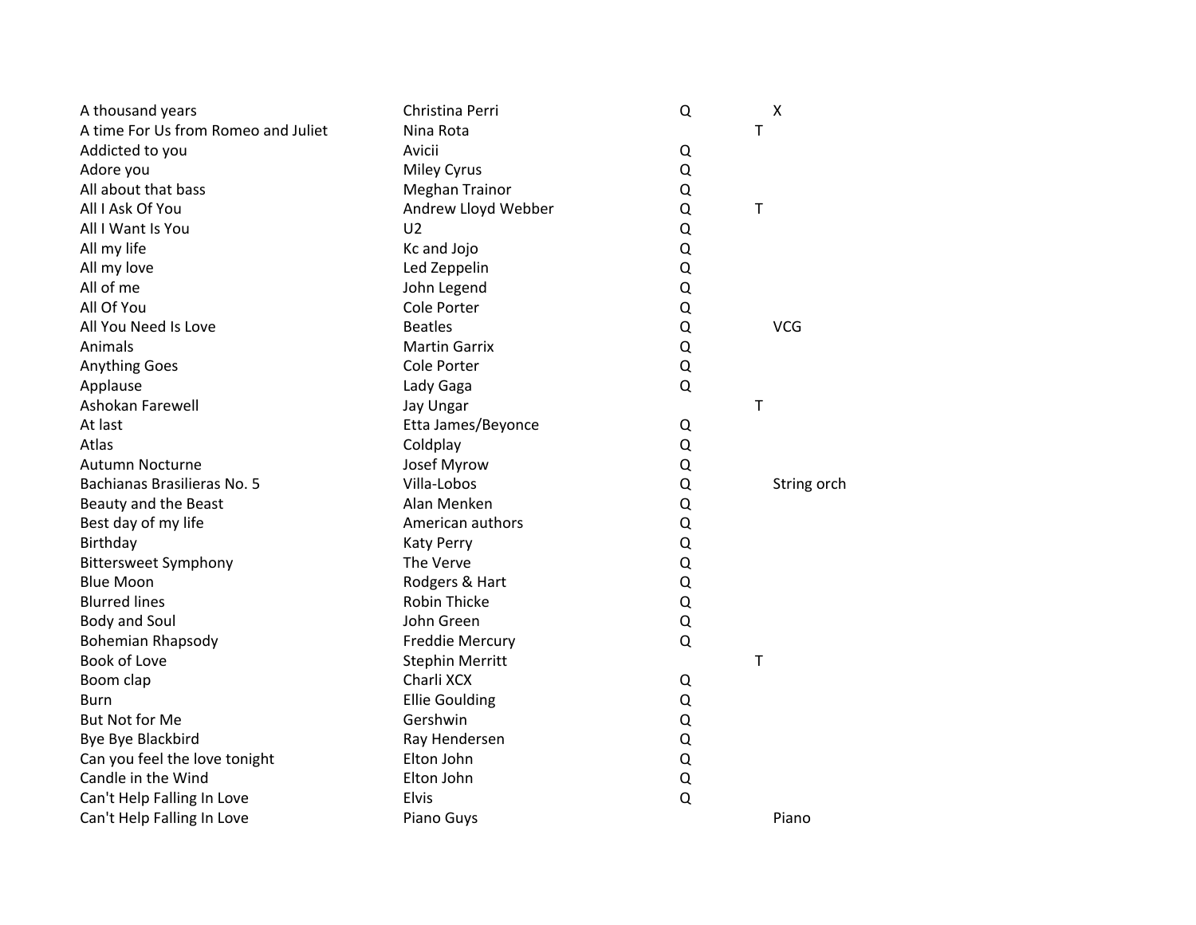| | | | | |
|---|---|---|---|---|
| A thousand years | Christina Perri | Q | | X |
| A time For Us from Romeo and Juliet | Nina Rota | | T | |
| Addicted to you | Avicii | Q | | |
| Adore you | Miley Cyrus | Q | | |
| All about that bass | Meghan Trainor | Q | | |
| All I Ask Of You | Andrew Lloyd Webber | Q | T | |
| All I Want Is You | U2 | Q | | |
| All my life | Kc and Jojo | Q | | |
| All my love | Led Zeppelin | Q | | |
| All of me | John Legend | Q | | |
| All Of You | Cole Porter | Q | | |
| All You Need Is Love | Beatles | Q | | VCG |
| Animals | Martin Garrix | Q | | |
| Anything Goes | Cole Porter | Q | | |
| Applause | Lady Gaga | Q | | |
| Ashokan Farewell | Jay Ungar | | T | |
| At last | Etta James/Beyonce | Q | | |
| Atlas | Coldplay | Q | | |
| Autumn Nocturne | Josef Myrow | Q | | |
| Bachianas Brasilieras No. 5 | Villa-Lobos | Q | | String orch |
| Beauty and the Beast | Alan Menken | Q | | |
| Best day of my life | American authors | Q | | |
| Birthday | Katy Perry | Q | | |
| Bittersweet Symphony | The Verve | Q | | |
| Blue Moon | Rodgers & Hart | Q | | |
| Blurred lines | Robin Thicke | Q | | |
| Body and Soul | John Green | Q | | |
| Bohemian Rhapsody | Freddie Mercury | Q | | |
| Book of Love | Stephin Merritt | | T | |
| Boom clap | Charli XCX | Q | | |
| Burn | Ellie Goulding | Q | | |
| But Not for Me | Gershwin | Q | | |
| Bye Bye Blackbird | Ray Hendersen | Q | | |
| Can you feel the love tonight | Elton John | Q | | |
| Candle in the Wind | Elton John | Q | | |
| Can't Help Falling In Love | Elvis | Q | | |
| Can't Help Falling In Love | Piano Guys | | | Piano |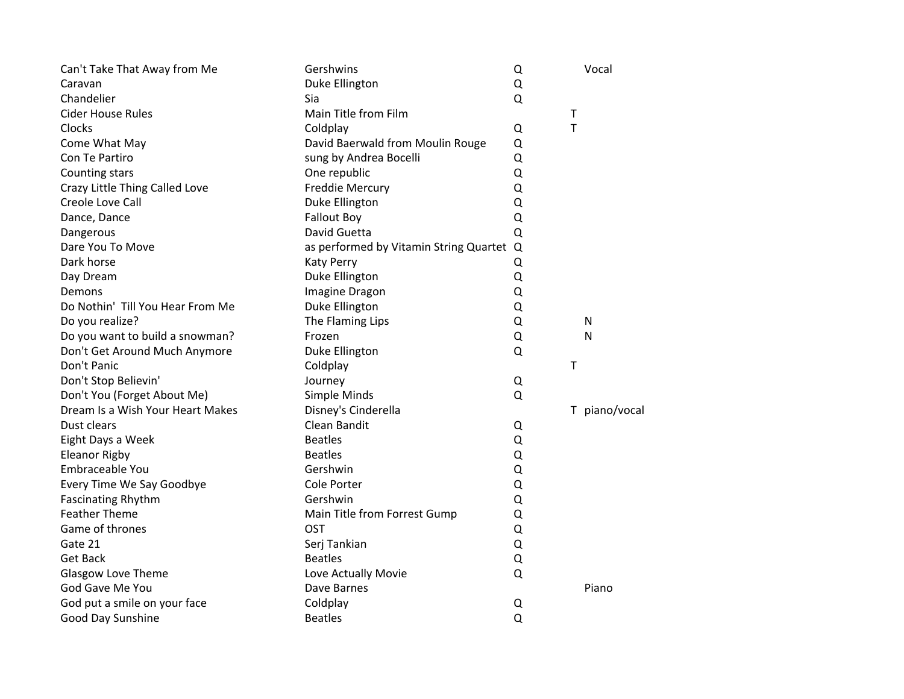| | | | | |
|---|---|---|---|---|
| Can't Take That Away from Me | Gershwins | Q | | Vocal |
| Caravan | Duke Ellington | Q | | |
| Chandelier | Sia | Q | | |
| Cider House Rules | Main Title from Film | | T | |
| Clocks | Coldplay | Q | T | |
| Come What May | David Baerwald from Moulin Rouge | Q | | |
| Con Te Partiro | sung by Andrea Bocelli | Q | | |
| Counting stars | One republic | Q | | |
| Crazy Little Thing Called Love | Freddie Mercury | Q | | |
| Creole Love Call | Duke Ellington | Q | | |
| Dance, Dance | Fallout Boy | Q | | |
| Dangerous | David Guetta | Q | | |
| Dare You To Move | as performed by Vitamin String Quartet | Q | | |
| Dark horse | Katy Perry | Q | | |
| Day Dream | Duke Ellington | Q | | |
| Demons | Imagine Dragon | Q | | |
| Do Nothin' Till You Hear From Me | Duke Ellington | Q | | |
| Do you realize? | The Flaming Lips | Q | | N |
| Do you want to build a snowman? | Frozen | Q | | N |
| Don't Get Around Much Anymore | Duke Ellington | Q | | |
| Don't Panic | Coldplay | | T | |
| Don't Stop Believin' | Journey | Q | | |
| Don't You (Forget About Me) | Simple Minds | Q | | |
| Dream Is a Wish Your Heart Makes | Disney's Cinderella | | T | piano/vocal |
| Dust clears | Clean Bandit | Q | | |
| Eight Days a Week | Beatles | Q | | |
| Eleanor Rigby | Beatles | Q | | |
| Embraceable You | Gershwin | Q | | |
| Every Time We Say Goodbye | Cole Porter | Q | | |
| Fascinating Rhythm | Gershwin | Q | | |
| Feather Theme | Main Title from Forrest Gump | Q | | |
| Game of thrones | OST | Q | | |
| Gate 21 | Serj Tankian | Q | | |
| Get Back | Beatles | Q | | |
| Glasgow Love Theme | Love Actually Movie | Q | | |
| God Gave Me You | Dave Barnes | | | Piano |
| God put a smile on your face | Coldplay | Q | | |
| Good Day Sunshine | Beatles | Q | | |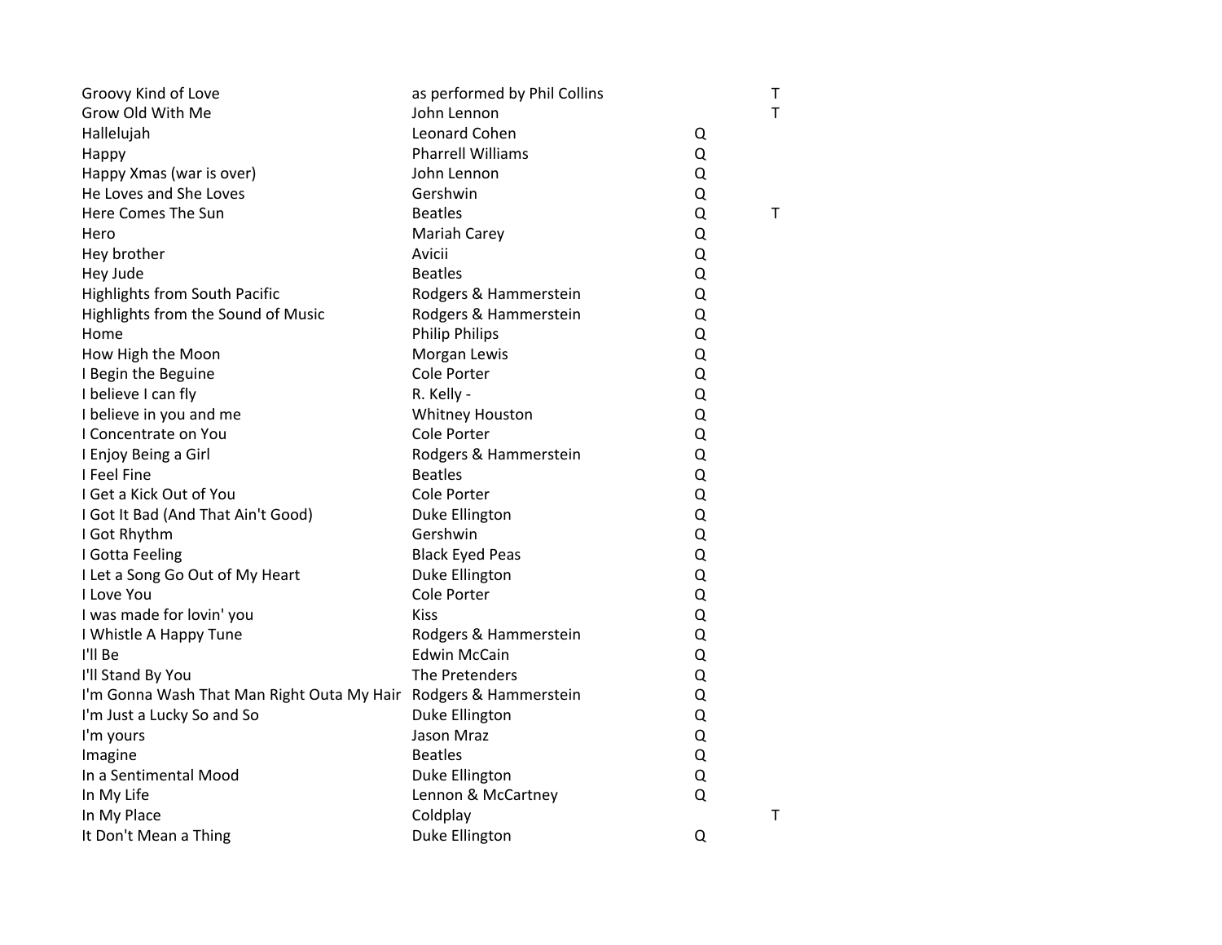| | | | |
|---|---|---|---|
| Groovy Kind of Love | as performed by Phil Collins | | T |
| Grow Old With Me | John Lennon | | T |
| Hallelujah | Leonard Cohen | Q | |
| Happy | Pharrell Williams | Q | |
| Happy Xmas (war is over) | John Lennon | Q | |
| He Loves and She Loves | Gershwin | Q | |
| Here Comes The Sun | Beatles | Q | T |
| Hero | Mariah Carey | Q | |
| Hey brother | Avicii | Q | |
| Hey Jude | Beatles | Q | |
| Highlights from South Pacific | Rodgers & Hammerstein | Q | |
| Highlights from the Sound of Music | Rodgers & Hammerstein | Q | |
| Home | Philip Philips | Q | |
| How High the Moon | Morgan Lewis | Q | |
| I Begin the Beguine | Cole Porter | Q | |
| I believe I can fly | R. Kelly - | Q | |
| I believe in you and me | Whitney Houston | Q | |
| I Concentrate on You | Cole Porter | Q | |
| I Enjoy Being a Girl | Rodgers & Hammerstein | Q | |
| I Feel Fine | Beatles | Q | |
| I Get a Kick Out of You | Cole Porter | Q | |
| I Got It Bad (And That Ain't Good) | Duke Ellington | Q | |
| I Got Rhythm | Gershwin | Q | |
| I Gotta Feeling | Black Eyed Peas | Q | |
| I Let a Song Go Out of My Heart | Duke Ellington | Q | |
| I Love You | Cole Porter | Q | |
| I was made for lovin' you | Kiss | Q | |
| I Whistle A Happy Tune | Rodgers & Hammerstein | Q | |
| I'll Be | Edwin McCain | Q | |
| I'll Stand By You | The Pretenders | Q | |
| I'm Gonna Wash That Man Right Outa My Hair | Rodgers & Hammerstein | Q | |
| I'm Just a Lucky So and So | Duke Ellington | Q | |
| I'm yours | Jason Mraz | Q | |
| Imagine | Beatles | Q | |
| In a Sentimental Mood | Duke Ellington | Q | |
| In My Life | Lennon & McCartney | Q | |
| In My Place | Coldplay | | T |
| It Don't Mean a Thing | Duke Ellington | Q | |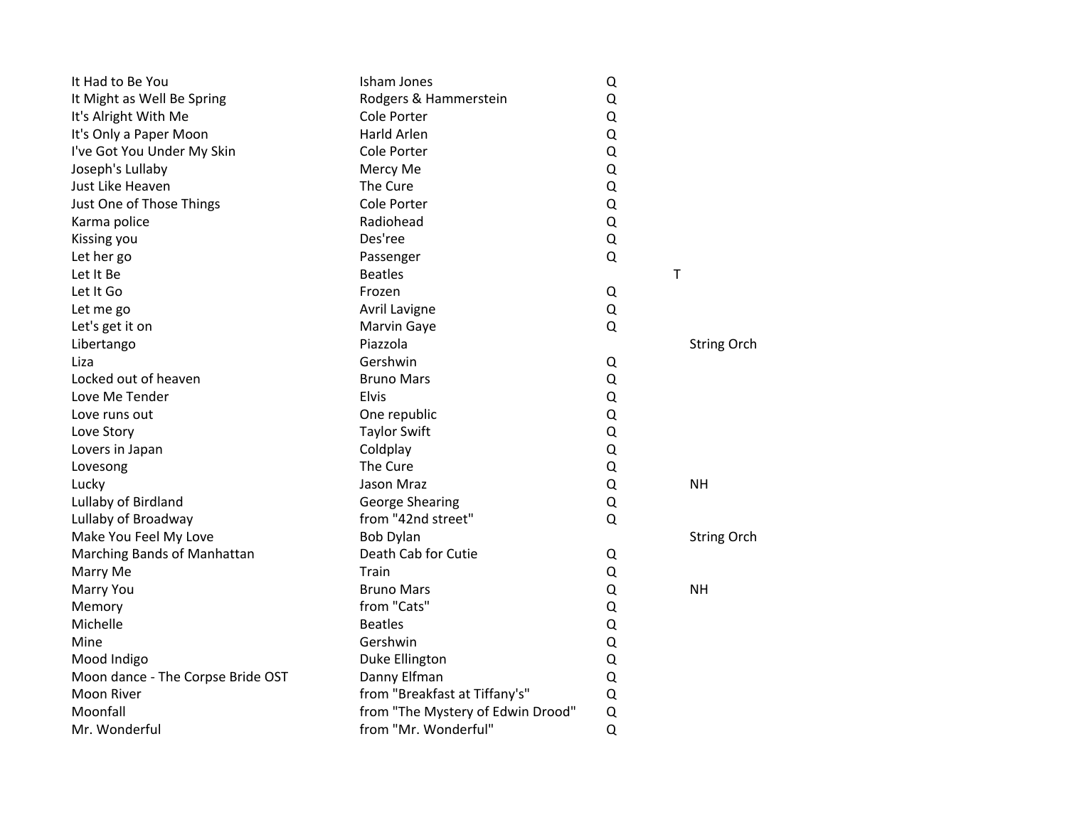| | | | | |
|---|---|---|---|---|
| It Had to Be You | Isham Jones | Q | | |
| It Might as Well Be Spring | Rodgers & Hammerstein | Q | | |
| It's Alright With Me | Cole Porter | Q | | |
| It's Only a Paper Moon | Harld Arlen | Q | | |
| I've Got You Under My Skin | Cole Porter | Q | | |
| Joseph's Lullaby | Mercy Me | Q | | |
| Just Like Heaven | The Cure | Q | | |
| Just One of Those Things | Cole Porter | Q | | |
| Karma police | Radiohead | Q | | |
| Kissing you | Des'ree | Q | | |
| Let her go | Passenger | Q | | |
| Let It Be | Beatles | | T | |
| Let It Go | Frozen | Q | | |
| Let me go | Avril Lavigne | Q | | |
| Let's get it on | Marvin Gaye | Q | | |
| Libertango | Piazzola | | | String Orch |
| Liza | Gershwin | Q | | |
| Locked out of heaven | Bruno Mars | Q | | |
| Love Me Tender | Elvis | Q | | |
| Love runs out | One republic | Q | | |
| Love Story | Taylor Swift | Q | | |
| Lovers in Japan | Coldplay | Q | | |
| Lovesong | The Cure | Q | | |
| Lucky | Jason Mraz | Q | | NH |
| Lullaby of Birdland | George Shearing | Q | | |
| Lullaby of Broadway | from "42nd street" | Q | | |
| Make You Feel My Love | Bob Dylan | | | String Orch |
| Marching Bands of Manhattan | Death Cab for Cutie | Q | | |
| Marry Me | Train | Q | | |
| Marry You | Bruno Mars | Q | | NH |
| Memory | from "Cats" | Q | | |
| Michelle | Beatles | Q | | |
| Mine | Gershwin | Q | | |
| Mood Indigo | Duke Ellington | Q | | |
| Moon dance - The Corpse Bride OST | Danny Elfman | Q | | |
| Moon River | from "Breakfast at Tiffany's" | Q | | |
| Moonfall | from "The Mystery of Edwin Drood" | Q | | |
| Mr. Wonderful | from "Mr. Wonderful" | Q | | |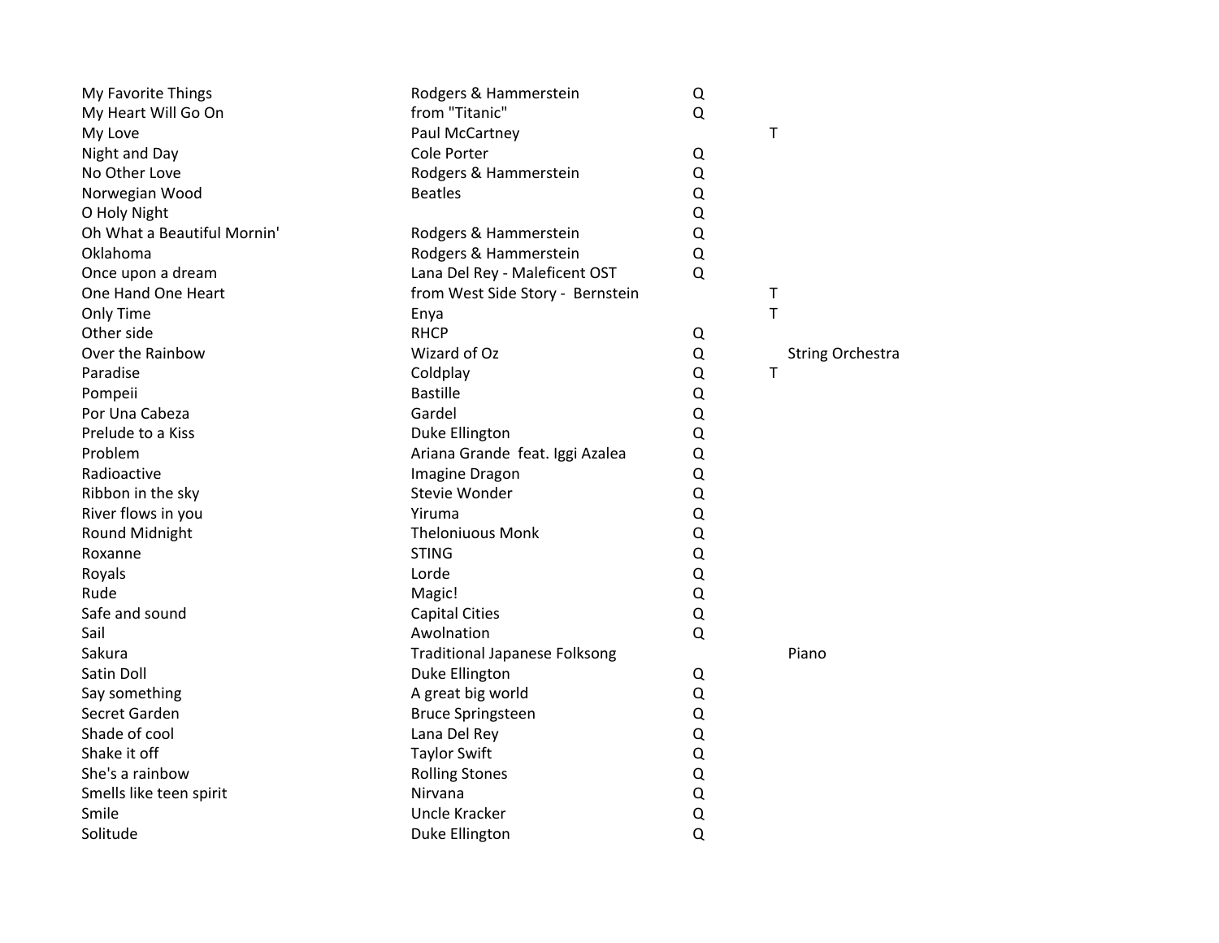| | | | | |
|---|---|---|---|---|
| My Favorite Things | Rodgers & Hammerstein | Q | | |
| My Heart Will Go On | from "Titanic" | Q | | |
| My Love | Paul McCartney | | T | |
| Night and Day | Cole Porter | Q | | |
| No Other Love | Rodgers & Hammerstein | Q | | |
| Norwegian Wood | Beatles | Q | | |
| O Holy Night | | Q | | |
| Oh What a Beautiful Mornin' | Rodgers & Hammerstein | Q | | |
| Oklahoma | Rodgers & Hammerstein | Q | | |
| Once upon a dream | Lana Del Rey - Maleficent OST | Q | | |
| One Hand One Heart | from West Side Story - Bernstein | | T | |
| Only Time | Enya | | T | |
| Other side | RHCP | Q | | |
| Over the Rainbow | Wizard of Oz | Q | | String Orchestra |
| Paradise | Coldplay | Q | T | |
| Pompeii | Bastille | Q | | |
| Por Una Cabeza | Gardel | Q | | |
| Prelude to a Kiss | Duke Ellington | Q | | |
| Problem | Ariana Grande feat. Iggi Azalea | Q | | |
| Radioactive | Imagine Dragon | Q | | |
| Ribbon in the sky | Stevie Wonder | Q | | |
| River flows in you | Yiruma | Q | | |
| Round Midnight | Theloniuous Monk | Q | | |
| Roxanne | STING | Q | | |
| Royals | Lorde | Q | | |
| Rude | Magic! | Q | | |
| Safe and sound | Capital Cities | Q | | |
| Sail | Awolnation | Q | | |
| Sakura | Traditional Japanese Folksong | | | Piano |
| Satin Doll | Duke Ellington | Q | | |
| Say something | A great big world | Q | | |
| Secret Garden | Bruce Springsteen | Q | | |
| Shade of cool | Lana Del Rey | Q | | |
| Shake it off | Taylor Swift | Q | | |
| She's a rainbow | Rolling Stones | Q | | |
| Smells like teen spirit | Nirvana | Q | | |
| Smile | Uncle Kracker | Q | | |
| Solitude | Duke Ellington | Q | | |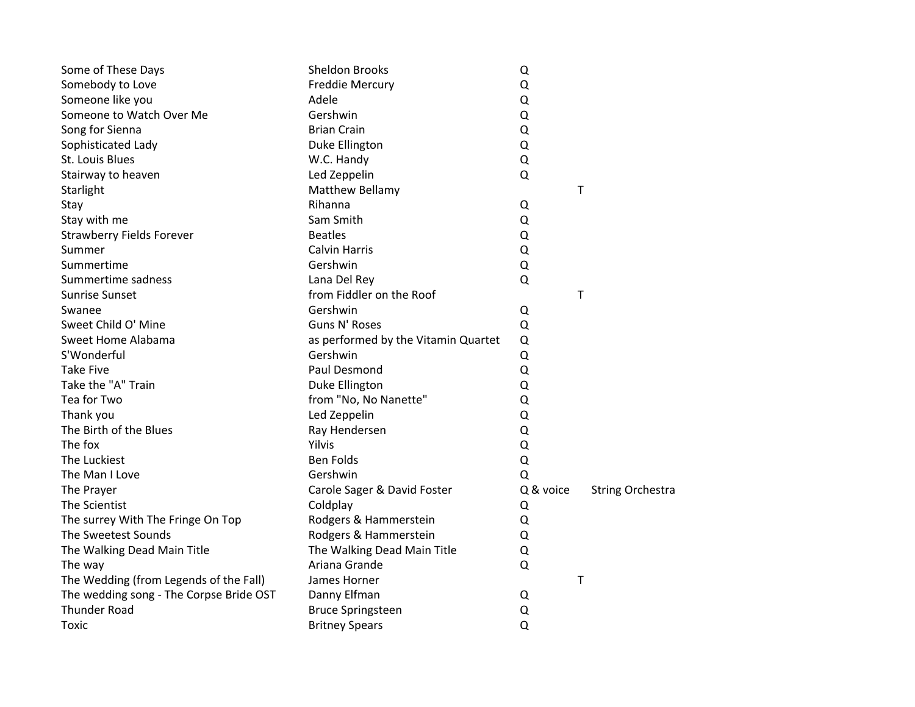| | | | | |
|---|---|---|---|---|
| Some of These Days | Sheldon Brooks | Q | | |
| Somebody to Love | Freddie Mercury | Q | | |
| Someone like you | Adele | Q | | |
| Someone to Watch Over Me | Gershwin | Q | | |
| Song for Sienna | Brian Crain | Q | | |
| Sophisticated Lady | Duke Ellington | Q | | |
| St. Louis Blues | W.C. Handy | Q | | |
| Stairway to heaven | Led Zeppelin | Q | | |
| Starlight | Matthew Bellamy | | T | |
| Stay | Rihanna | Q | | |
| Stay with me | Sam Smith | Q | | |
| Strawberry Fields Forever | Beatles | Q | | |
| Summer | Calvin Harris | Q | | |
| Summertime | Gershwin | Q | | |
| Summertime sadness | Lana Del Rey | Q | | |
| Sunrise Sunset | from Fiddler on the Roof | | T | |
| Swanee | Gershwin | Q | | |
| Sweet Child O' Mine | Guns N' Roses | Q | | |
| Sweet Home Alabama | as performed by the Vitamin Quartet | Q | | |
| S'Wonderful | Gershwin | Q | | |
| Take Five | Paul Desmond | Q | | |
| Take the "A" Train | Duke Ellington | Q | | |
| Tea for Two | from "No, No Nanette" | Q | | |
| Thank you | Led Zeppelin | Q | | |
| The Birth of the Blues | Ray Hendersen | Q | | |
| The fox | Yilvis | Q | | |
| The Luckiest | Ben Folds | Q | | |
| The Man I Love | Gershwin | Q | | |
| The Prayer | Carole Sager & David Foster | Q & voice | | String Orchestra |
| The Scientist | Coldplay | Q | | |
| The surrey With The Fringe On Top | Rodgers & Hammerstein | Q | | |
| The Sweetest Sounds | Rodgers & Hammerstein | Q | | |
| The Walking Dead Main Title | The Walking Dead Main Title | Q | | |
| The way | Ariana Grande | Q | | |
| The Wedding (from Legends of the Fall) | James Horner | | T | |
| The wedding song - The Corpse Bride OST | Danny Elfman | Q | | |
| Thunder Road | Bruce Springsteen | Q | | |
| Toxic | Britney Spears | Q | | |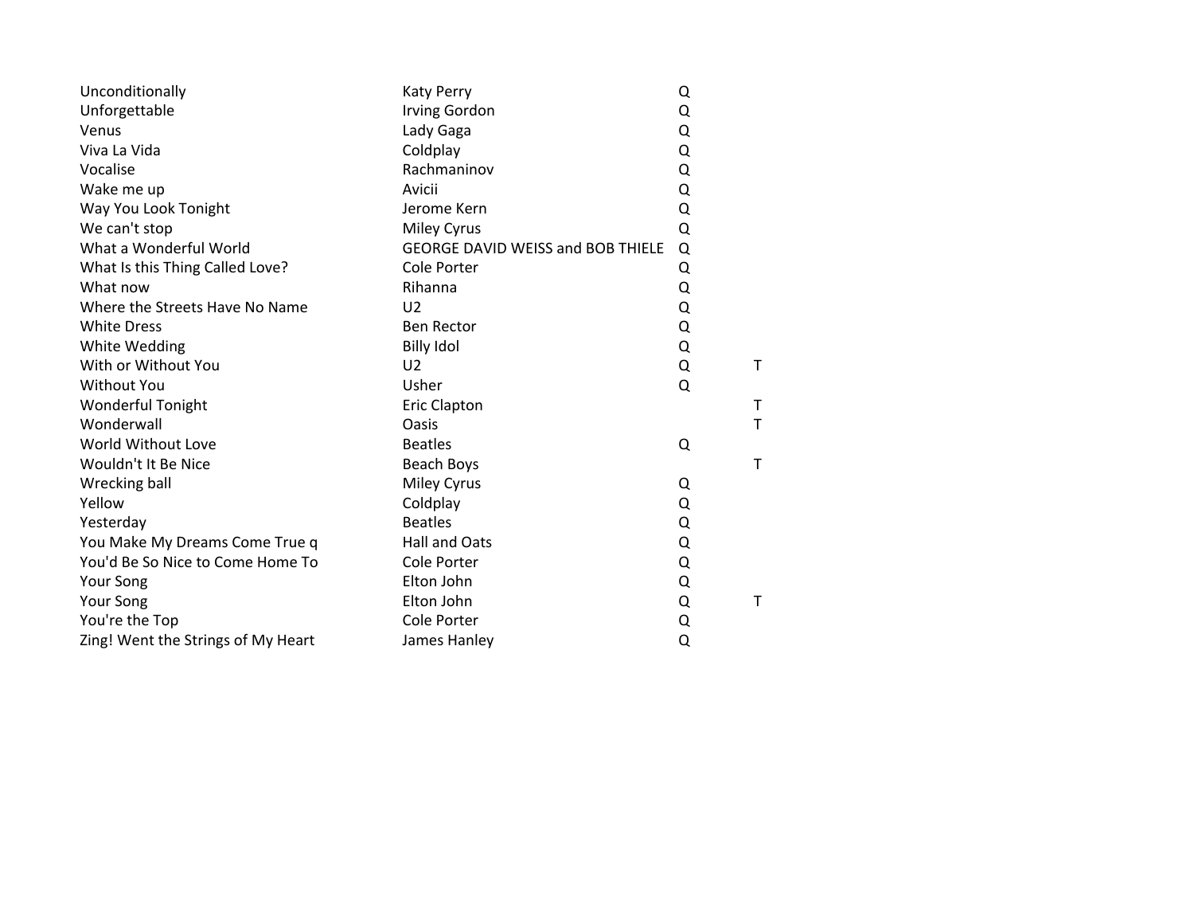| | | | |
|---|---|---|---|
| Unconditionally | Katy Perry | Q | |
| Unforgettable | Irving Gordon | Q | |
| Venus | Lady Gaga | Q | |
| Viva La Vida | Coldplay | Q | |
| Vocalise | Rachmaninov | Q | |
| Wake me up | Avicii | Q | |
| Way You Look Tonight | Jerome Kern | Q | |
| We can't stop | Miley Cyrus | Q | |
| What a Wonderful World | GEORGE DAVID WEISS and BOB THIELE | Q | |
| What Is this Thing Called Love? | Cole Porter | Q | |
| What now | Rihanna | Q | |
| Where the Streets Have No Name | U2 | Q | |
| White Dress | Ben Rector | Q | |
| White Wedding | Billy Idol | Q | |
| With or Without You | U2 | Q | T |
| Without You | Usher | Q | |
| Wonderful Tonight | Eric Clapton | | T |
| Wonderwall | Oasis | | T |
| World Without Love | Beatles | Q | |
| Wouldn't It Be Nice | Beach Boys | | T |
| Wrecking ball | Miley Cyrus | Q | |
| Yellow | Coldplay | Q | |
| Yesterday | Beatles | Q | |
| You Make My Dreams Come True q | Hall and Oats | Q | |
| You'd Be So Nice to Come Home To | Cole Porter | Q | |
| Your Song | Elton John | Q | |
| Your Song | Elton John | Q | T |
| You're the Top | Cole Porter | Q | |
| Zing! Went the Strings of My Heart | James Hanley | Q | |